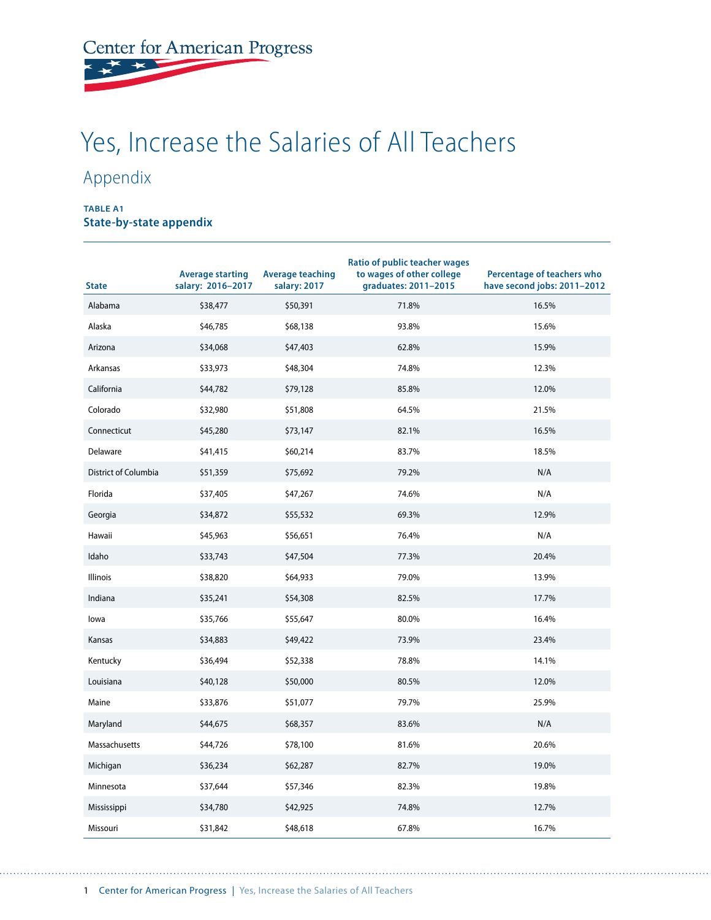Center for American Progress

# Yes, Increase the Salaries of All Teachers

## Appendix

**TABLE A1**
**State-by-state appendix**

| State | Average starting salary: 2016–2017 | Average teaching salary: 2017 | Ratio of public teacher wages to wages of other college graduates: 2011–2015 | Percentage of teachers who have second jobs: 2011–2012 |
|---|---|---|---|---|
| Alabama | $38,477 | $50,391 | 71.8% | 16.5% |
| Alaska | $46,785 | $68,138 | 93.8% | 15.6% |
| Arizona | $34,068 | $47,403 | 62.8% | 15.9% |
| Arkansas | $33,973 | $48,304 | 74.8% | 12.3% |
| California | $44,782 | $79,128 | 85.8% | 12.0% |
| Colorado | $32,980 | $51,808 | 64.5% | 21.5% |
| Connecticut | $45,280 | $73,147 | 82.1% | 16.5% |
| Delaware | $41,415 | $60,214 | 83.7% | 18.5% |
| District of Columbia | $51,359 | $75,692 | 79.2% | N/A |
| Florida | $37,405 | $47,267 | 74.6% | N/A |
| Georgia | $34,872 | $55,532 | 69.3% | 12.9% |
| Hawaii | $45,963 | $56,651 | 76.4% | N/A |
| Idaho | $33,743 | $47,504 | 77.3% | 20.4% |
| Illinois | $38,820 | $64,933 | 79.0% | 13.9% |
| Indiana | $35,241 | $54,308 | 82.5% | 17.7% |
| Iowa | $35,766 | $55,647 | 80.0% | 16.4% |
| Kansas | $34,883 | $49,422 | 73.9% | 23.4% |
| Kentucky | $36,494 | $52,338 | 78.8% | 14.1% |
| Louisiana | $40,128 | $50,000 | 80.5% | 12.0% |
| Maine | $33,876 | $51,077 | 79.7% | 25.9% |
| Maryland | $44,675 | $68,357 | 83.6% | N/A |
| Massachusetts | $44,726 | $78,100 | 81.6% | 20.6% |
| Michigan | $36,234 | $62,287 | 82.7% | 19.0% |
| Minnesota | $37,644 | $57,346 | 82.3% | 19.8% |
| Mississippi | $34,780 | $42,925 | 74.8% | 12.7% |
| Missouri | $31,842 | $48,618 | 67.8% | 16.7% |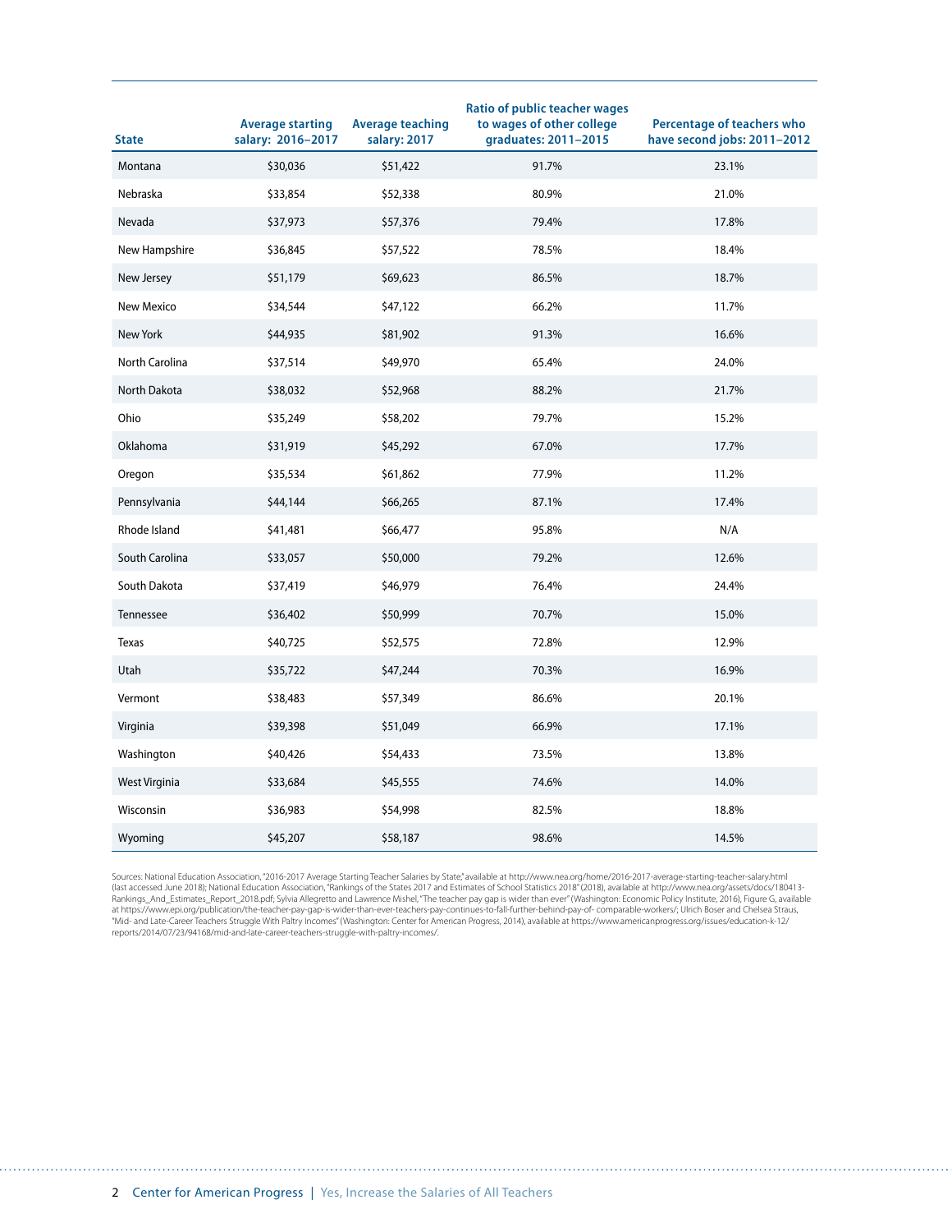| State | Average starting salary: 2016–2017 | Average teaching salary: 2017 | Ratio of public teacher wages to wages of other college graduates: 2011–2015 | Percentage of teachers who have second jobs: 2011–2012 |
|---|---|---|---|---|
| Montana | $30,036 | $51,422 | 91.7% | 23.1% |
| Nebraska | $33,854 | $52,338 | 80.9% | 21.0% |
| Nevada | $37,973 | $57,376 | 79.4% | 17.8% |
| New Hampshire | $36,845 | $57,522 | 78.5% | 18.4% |
| New Jersey | $51,179 | $69,623 | 86.5% | 18.7% |
| New Mexico | $34,544 | $47,122 | 66.2% | 11.7% |
| New York | $44,935 | $81,902 | 91.3% | 16.6% |
| North Carolina | $37,514 | $49,970 | 65.4% | 24.0% |
| North Dakota | $38,032 | $52,968 | 88.2% | 21.7% |
| Ohio | $35,249 | $58,202 | 79.7% | 15.2% |
| Oklahoma | $31,919 | $45,292 | 67.0% | 17.7% |
| Oregon | $35,534 | $61,862 | 77.9% | 11.2% |
| Pennsylvania | $44,144 | $66,265 | 87.1% | 17.4% |
| Rhode Island | $41,481 | $66,477 | 95.8% | N/A |
| South Carolina | $33,057 | $50,000 | 79.2% | 12.6% |
| South Dakota | $37,419 | $46,979 | 76.4% | 24.4% |
| Tennessee | $36,402 | $50,999 | 70.7% | 15.0% |
| Texas | $40,725 | $52,575 | 72.8% | 12.9% |
| Utah | $35,722 | $47,244 | 70.3% | 16.9% |
| Vermont | $38,483 | $57,349 | 86.6% | 20.1% |
| Virginia | $39,398 | $51,049 | 66.9% | 17.1% |
| Washington | $40,426 | $54,433 | 73.5% | 13.8% |
| West Virginia | $33,684 | $45,555 | 74.6% | 14.0% |
| Wisconsin | $36,983 | $54,998 | 82.5% | 18.8% |
| Wyoming | $45,207 | $58,187 | 98.6% | 14.5% |

Sources: National Education Association, "2016-2017 Average Starting Teacher Salaries by State," available at http://www.nea.org/home/2016-2017-average-starting-teacher-salary.html (last accessed June 2018); National Education Association, "Rankings of the States 2017 and Estimates of School Statistics 2018" (2018), available at http://www.nea.org/assets/docs/180413-Rankings_And_Estimates_Report_2018.pdf; Sylvia Allegretto and Lawrence Mishel, "The teacher pay gap is wider than ever" (Washington: Economic Policy Institute, 2016), Figure G, available at https://www.epi.org/publication/the-teacher-pay-gap-is-wider-than-ever-teachers-pay-continues-to-fall-further-behind-pay-of- comparable-workers/; Ulrich Boser and Chelsea Straus, "Mid- and Late-Career Teachers Struggle With Paltry Incomes" (Washington: Center for American Progress, 2014), available at https://www.americanprogress.org/issues/education-k-12/reports/2014/07/23/94168/mid-and-late-career-teachers-struggle-with-paltry-incomes/.